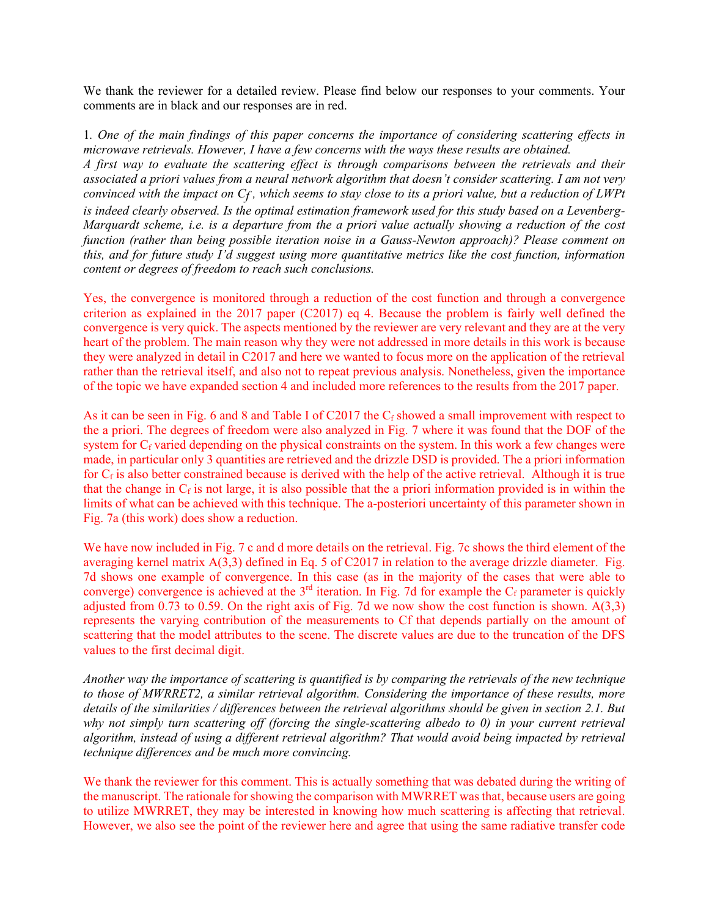We thank the reviewer for a detailed review. Please find below our responses to your comments. Your comments are in black and our responses are in red.

1. *One of the main findings of this paper concerns the importance of considering scattering effects in microwave retrievals. However, I have a few concerns with the ways these results are obtained. A first way to evaluate the scattering effect is through comparisons between the retrievals and their associated a priori values from a neural network algorithm that doesn't consider scattering. I am not very convinced with the impact on $C_f$, which seems to stay close to its a priori value, but a reduction of LWPt is indeed clearly observed. Is the optimal estimation framework used for this study based on a Levenberg-Marquardt scheme, i.e. is a departure from the a priori value actually showing a reduction of the cost function (rather than being possible iteration noise in a Gauss-Newton approach)? Please comment on this, and for future study I'd suggest using more quantitative metrics like the cost function, information content or degrees of freedom to reach such conclusions.*

Yes, the convergence is monitored through a reduction of the cost function and through a convergence criterion as explained in the 2017 paper (C2017) eq 4. Because the problem is fairly well defined the convergence is very quick. The aspects mentioned by the reviewer are very relevant and they are at the very heart of the problem. The main reason why they were not addressed in more details in this work is because they were analyzed in detail in C2017 and here we wanted to focus more on the application of the retrieval rather than the retrieval itself, and also not to repeat previous analysis. Nonetheless, given the importance of the topic we have expanded section 4 and included more references to the results from the 2017 paper.

As it can be seen in Fig. 6 and 8 and Table I of C2017 the $C_f$ showed a small improvement with respect to the a priori. The degrees of freedom were also analyzed in Fig. 7 where it was found that the DOF of the system for $C_f$ varied depending on the physical constraints on the system. In this work a few changes were made, in particular only 3 quantities are retrieved and the drizzle DSD is provided. The a priori information for $C_f$ is also better constrained because is derived with the help of the active retrieval. Although it is true that the change in $C_f$ is not large, it is also possible that the a priori information provided is in within the limits of what can be achieved with this technique. The a-posteriori uncertainty of this parameter shown in Fig. 7a (this work) does show a reduction.

We have now included in Fig. 7 c and d more details on the retrieval. Fig. 7c shows the third element of the averaging kernel matrix A(3,3) defined in Eq. 5 of C2017 in relation to the average drizzle diameter. Fig. 7d shows one example of convergence. In this case (as in the majority of the cases that were able to converge) convergence is achieved at the 3rd iteration. In Fig. 7d for example the $C_f$ parameter is quickly adjusted from 0.73 to 0.59. On the right axis of Fig. 7d we now show the cost function is shown. A(3,3) represents the varying contribution of the measurements to Cf that depends partially on the amount of scattering that the model attributes to the scene. The discrete values are due to the truncation of the DFS values to the first decimal digit.

*Another way the importance of scattering is quantified is by comparing the retrievals of the new technique to those of MWRRET2, a similar retrieval algorithm. Considering the importance of these results, more details of the similarities / differences between the retrieval algorithms should be given in section 2.1. But why not simply turn scattering off (forcing the single-scattering albedo to 0) in your current retrieval algorithm, instead of using a different retrieval algorithm? That would avoid being impacted by retrieval technique differences and be much more convincing.*

We thank the reviewer for this comment. This is actually something that was debated during the writing of the manuscript. The rationale for showing the comparison with MWRRET was that, because users are going to utilize MWRRET, they may be interested in knowing how much scattering is affecting that retrieval. However, we also see the point of the reviewer here and agree that using the same radiative transfer code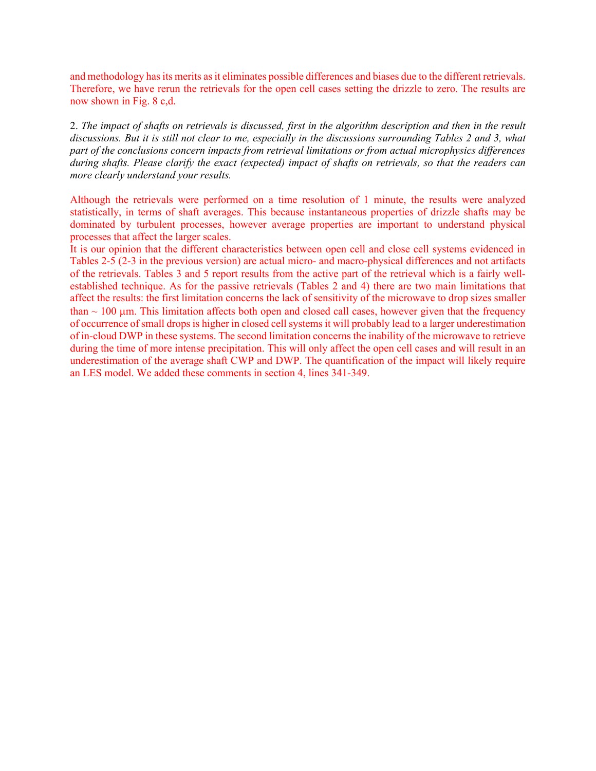and methodology has its merits as it eliminates possible differences and biases due to the different retrievals. Therefore, we have rerun the retrievals for the open cell cases setting the drizzle to zero. The results are now shown in Fig. 8 c,d.

2. *The impact of shafts on retrievals is discussed, first in the algorithm description and then in the result discussions. But it is still not clear to me, especially in the discussions surrounding Tables 2 and 3, what part of the conclusions concern impacts from retrieval limitations or from actual microphysics differences during shafts. Please clarify the exact (expected) impact of shafts on retrievals, so that the readers can more clearly understand your results.*

Although the retrievals were performed on a time resolution of 1 minute, the results were analyzed statistically, in terms of shaft averages. This because instantaneous properties of drizzle shafts may be dominated by turbulent processes, however average properties are important to understand physical processes that affect the larger scales.

It is our opinion that the different characteristics between open cell and close cell systems evidenced in Tables 2-5 (2-3 in the previous version) are actual micro- and macro-physical differences and not artifacts of the retrievals. Tables 3 and 5 report results from the active part of the retrieval which is a fairly well-established technique. As for the passive retrievals (Tables 2 and 4) there are two main limitations that affect the results: the first limitation concerns the lack of sensitivity of the microwave to drop sizes smaller than ~ 100 μm. This limitation affects both open and closed call cases, however given that the frequency of occurrence of small drops is higher in closed cell systems it will probably lead to a larger underestimation of in-cloud DWP in these systems. The second limitation concerns the inability of the microwave to retrieve during the time of more intense precipitation. This will only affect the open cell cases and will result in an underestimation of the average shaft CWP and DWP. The quantification of the impact will likely require an LES model. We added these comments in section 4, lines 341-349.